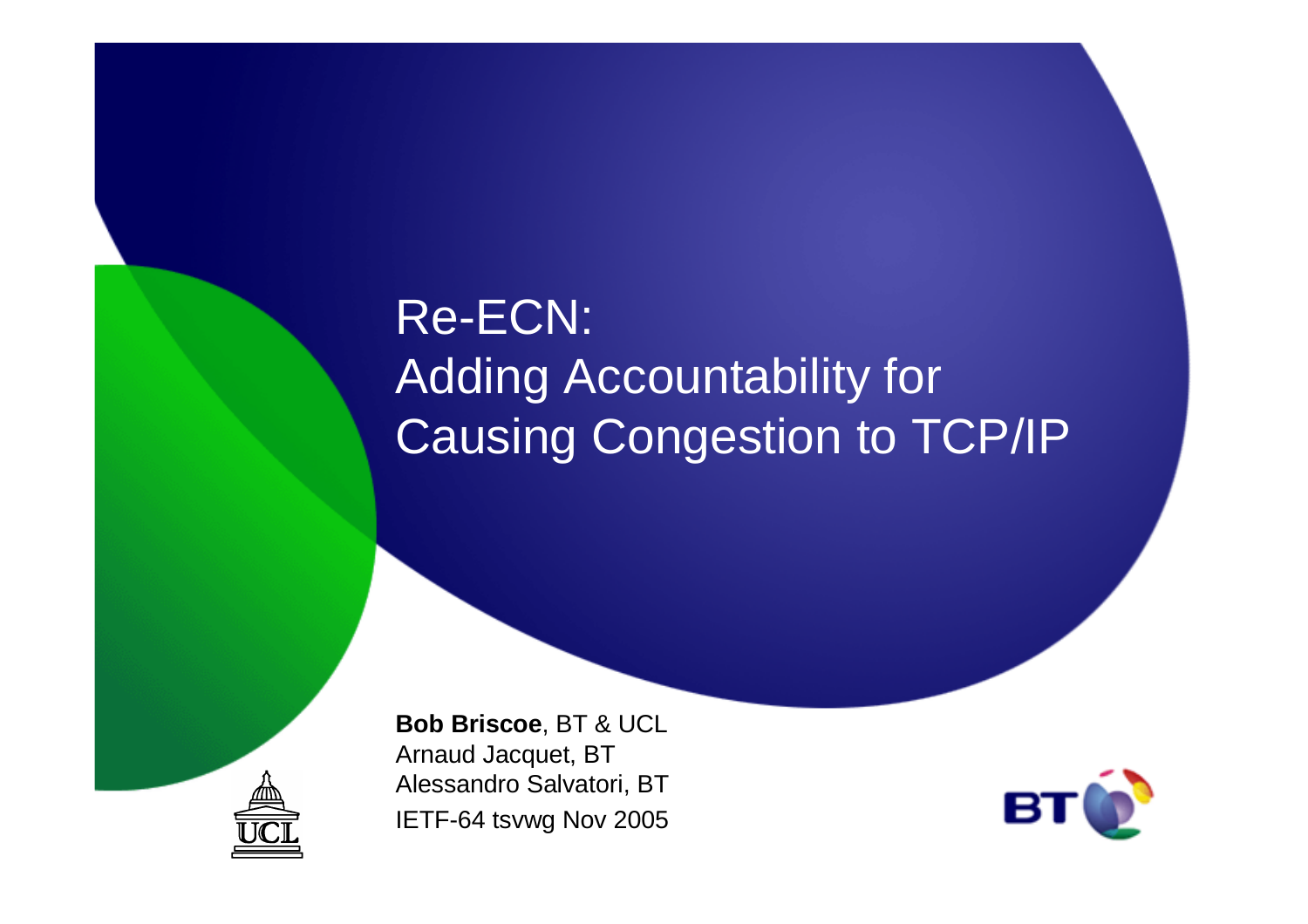# Re-ECN: Adding Accountability for Causing Congestion to TCP/IP

**Bob Briscoe**, BT & UCL
Arnaud Jacquet, BT
Alessandro Salvatori, BT
IETF-64 tsvwg Nov 2005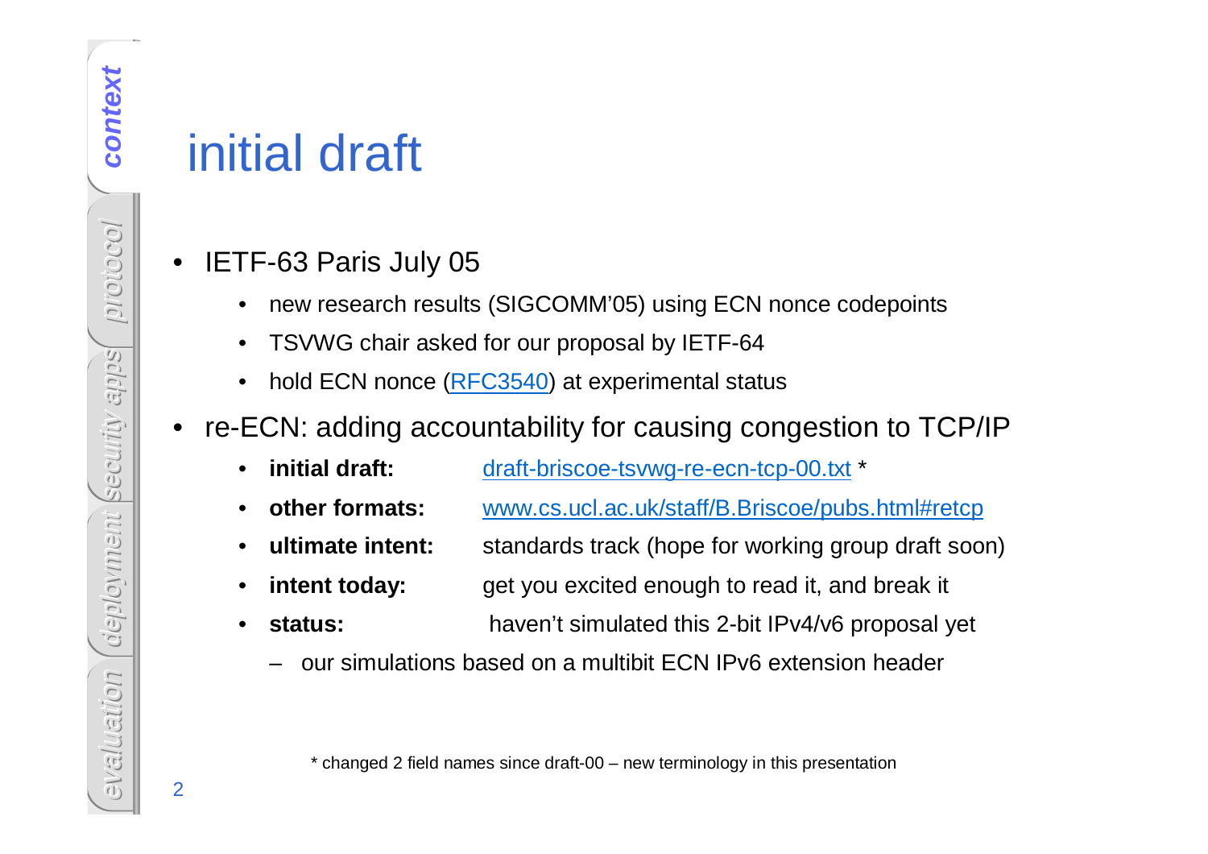# initial draft

- IETF-63 Paris July 05
  - new research results (SIGCOMM'05) using ECN nonce codepoints
  - TSVWG chair asked for our proposal by IETF-64
  - hold ECN nonce (RFC3540) at experimental status
- re-ECN: adding accountability for causing congestion to TCP/IP
  - **initial draft:** draft-briscoe-tsvwg-re-ecn-tcp-00.txt *
  - **other formats:** www.cs.ucl.ac.uk/staff/B.Briscoe/pubs.html#retcp
  - **ultimate intent:** standards track (hope for working group draft soon)
  - **intent today:** get you excited enough to read it, and break it
  - **status:** haven't simulated this 2-bit IPv4/v6 proposal yet
    - our simulations based on a multibit ECN IPv6 extension header

\* changed 2 field names since draft-00 – new terminology in this presentation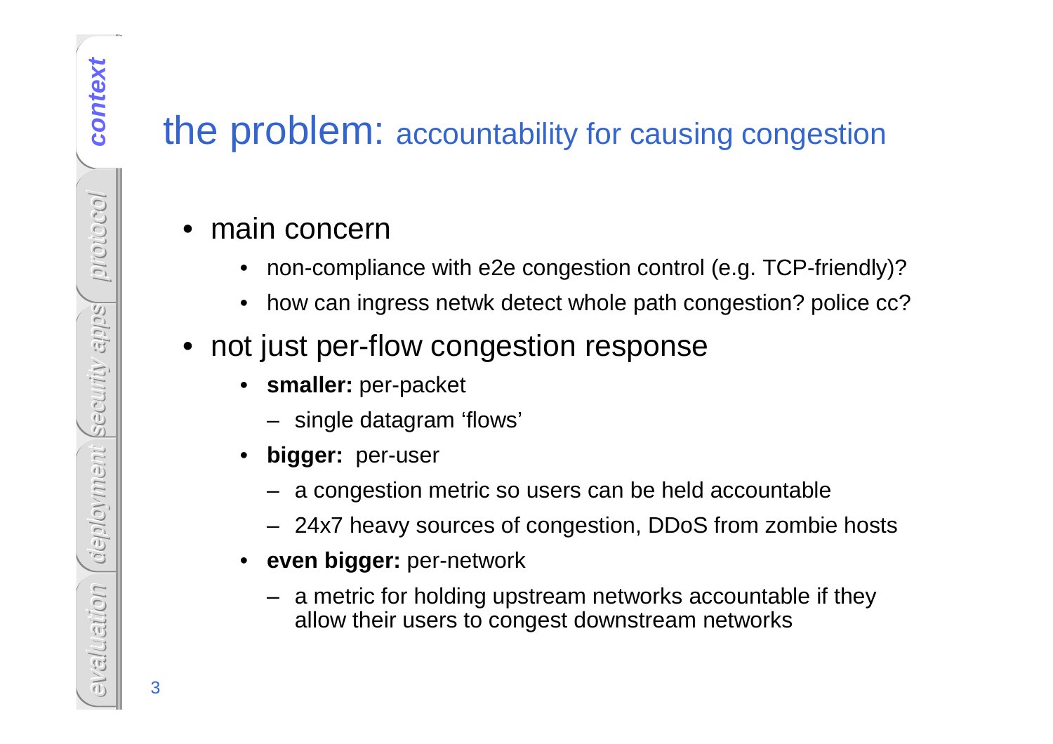# the problem: accountability for causing congestion

- main concern
  - non-compliance with e2e congestion control (e.g. TCP-friendly)?
  - how can ingress netwk detect whole path congestion? police cc?
- not just per-flow congestion response
  - **smaller:** per-packet
    - single datagram 'flows'
  - **bigger:** per-user
    - a congestion metric so users can be held accountable
    - 24x7 heavy sources of congestion, DDoS from zombie hosts
  - **even bigger:** per-network
    - a metric for holding upstream networks accountable if they allow their users to congest downstream networks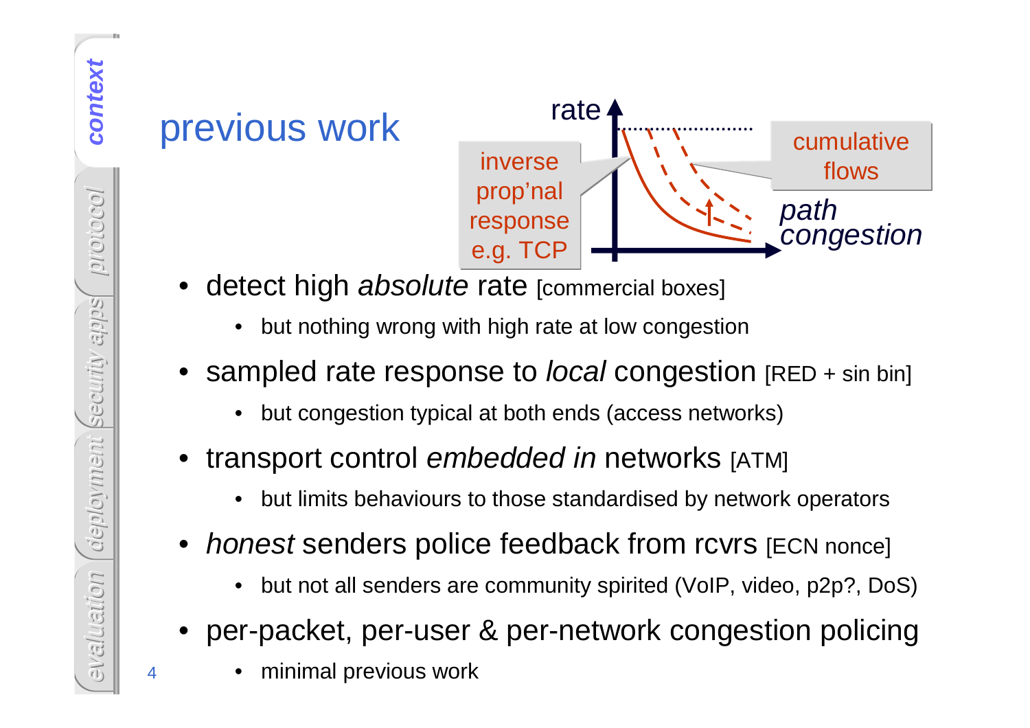# previous work

rate

inverse prop'nal response e.g. TCP

cumulative flows

*path congestion*

- detect high *absolute* rate [commercial boxes]
  - but nothing wrong with high rate at low congestion
- sampled rate response to *local* congestion [RED + sin bin]
  - but congestion typical at both ends (access networks)
- transport control *embedded in* networks [ATM]
  - but limits behaviours to those standardised by network operators
- *honest* senders police feedback from rcvrs [ECN nonce]
  - but not all senders are community spirited (VoIP, video, p2p?, DoS)
- per-packet, per-user & per-network congestion policing
  - minimal previous work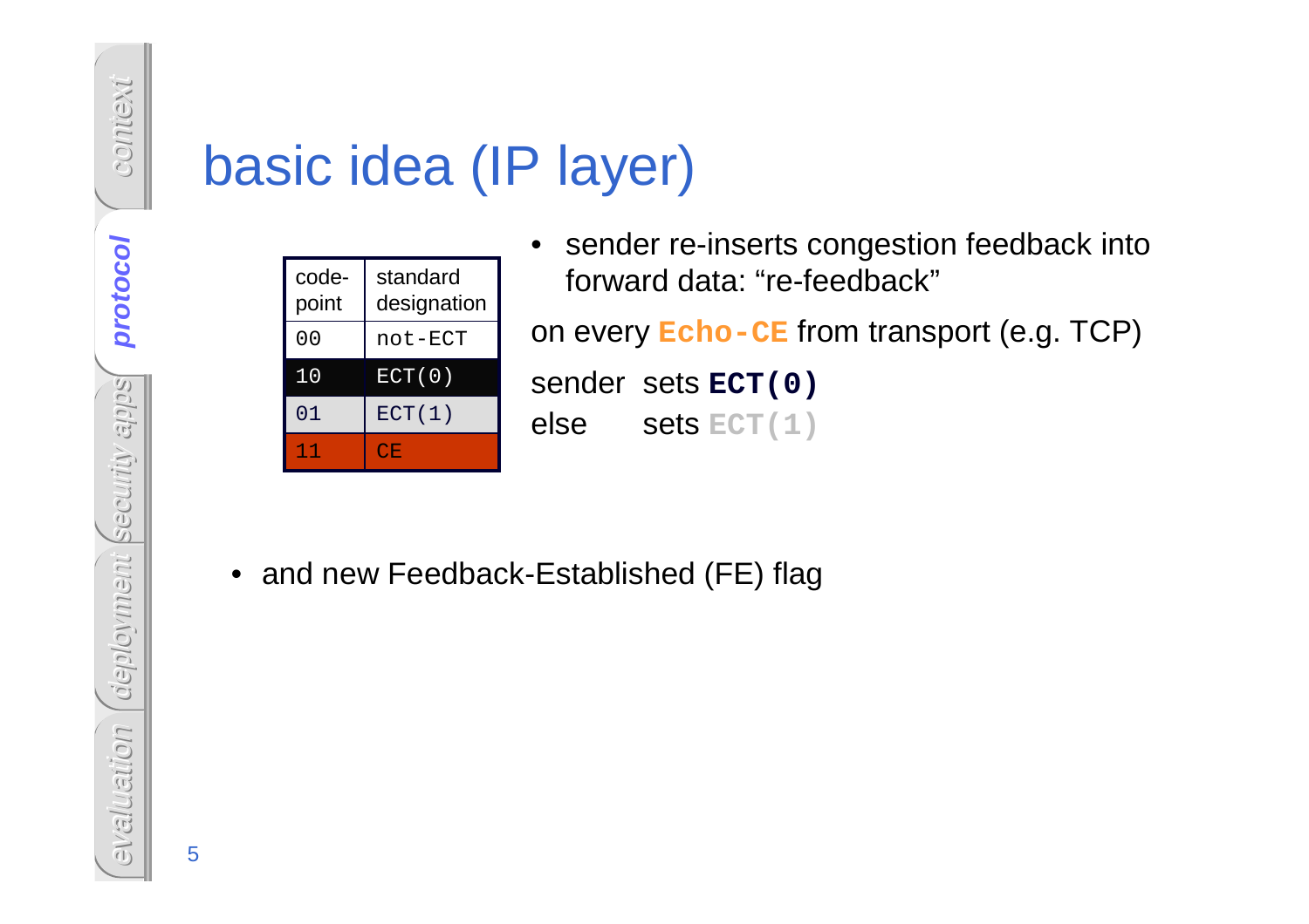# basic idea (IP layer)

| code-point | standard designation |
|---|---|
| 00 | not-ECT |
| 10 | ECT(0) |
| 01 | ECT(1) |
| 11 | CE |

- sender re-inserts congestion feedback into forward data: "re-feedback"

on every **Echo-CE** from transport (e.g. TCP)

sender sets **ECT(0)**
else sets ECT(1)

- and new Feedback-Established (FE) flag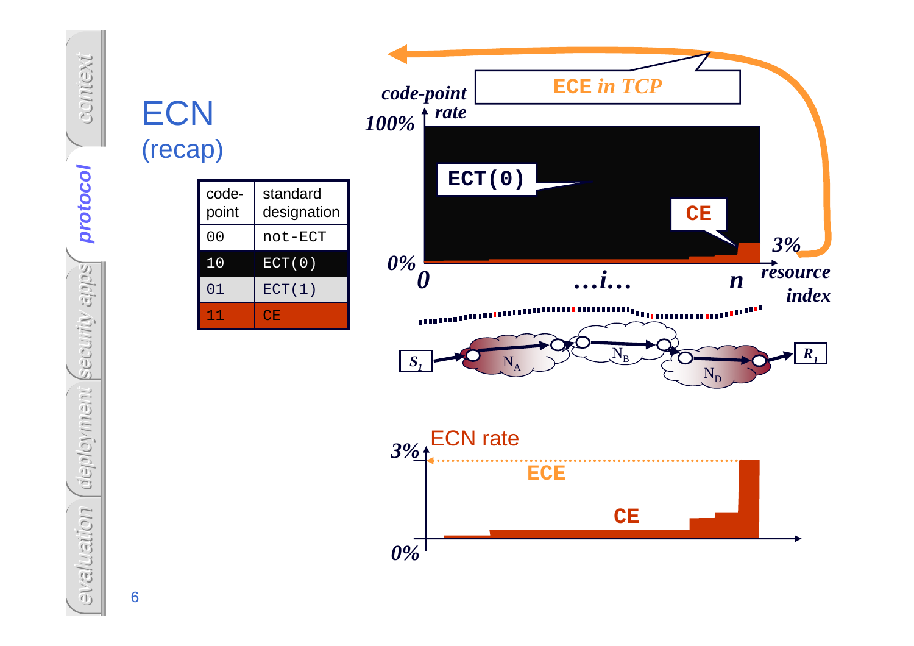# ECN
(recap)

| code-point | standard designation |
|---|---|
| 00 | not-ECT |
| 10 | ECT(0) |
| 01 | ECT(1) |
| 11 | CE |

*code-point rate*

ECE *in TCP*

100%

ECT(0)

CE

3%

0%

0 ...i... n *resource index*

$S_1$ $N_A$ $N_B$ $N_D$ $R_1$

ECN rate

3%

ECE

CE

0%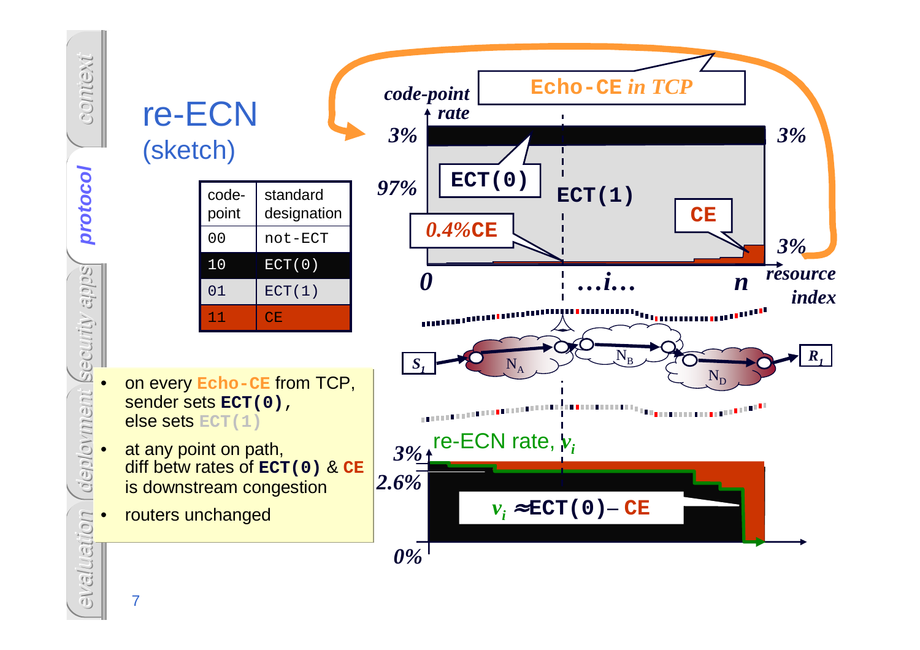# re-ECN

## (sketch)

| code-point | standard designation |
|---|---|
| 00 | not-ECT |
| 10 | ECT(0) |
| 01 | ECT(1) |
| 11 | CE |

- on every **Echo-CE** from TCP, sender sets **ECT(0)**, else sets ECT(1)
- at any point on path, diff betw rates of **ECT(0)** & **CE** is downstream congestion
- routers unchanged

Echo-CE *in TCP*

*code-point rate*

3% — ECT(0) — 3%

97% — ECT(1)

*0.4%*CE — CE — 3%

0 …*i*… *n* *resource index*

$S_1$ — $N_A$ — $N_B$ — $N_D$ — $R_1$

re-ECN rate, $v_i$

3%

2.6%

0%

$v_i \approx$ ECT(0) – CE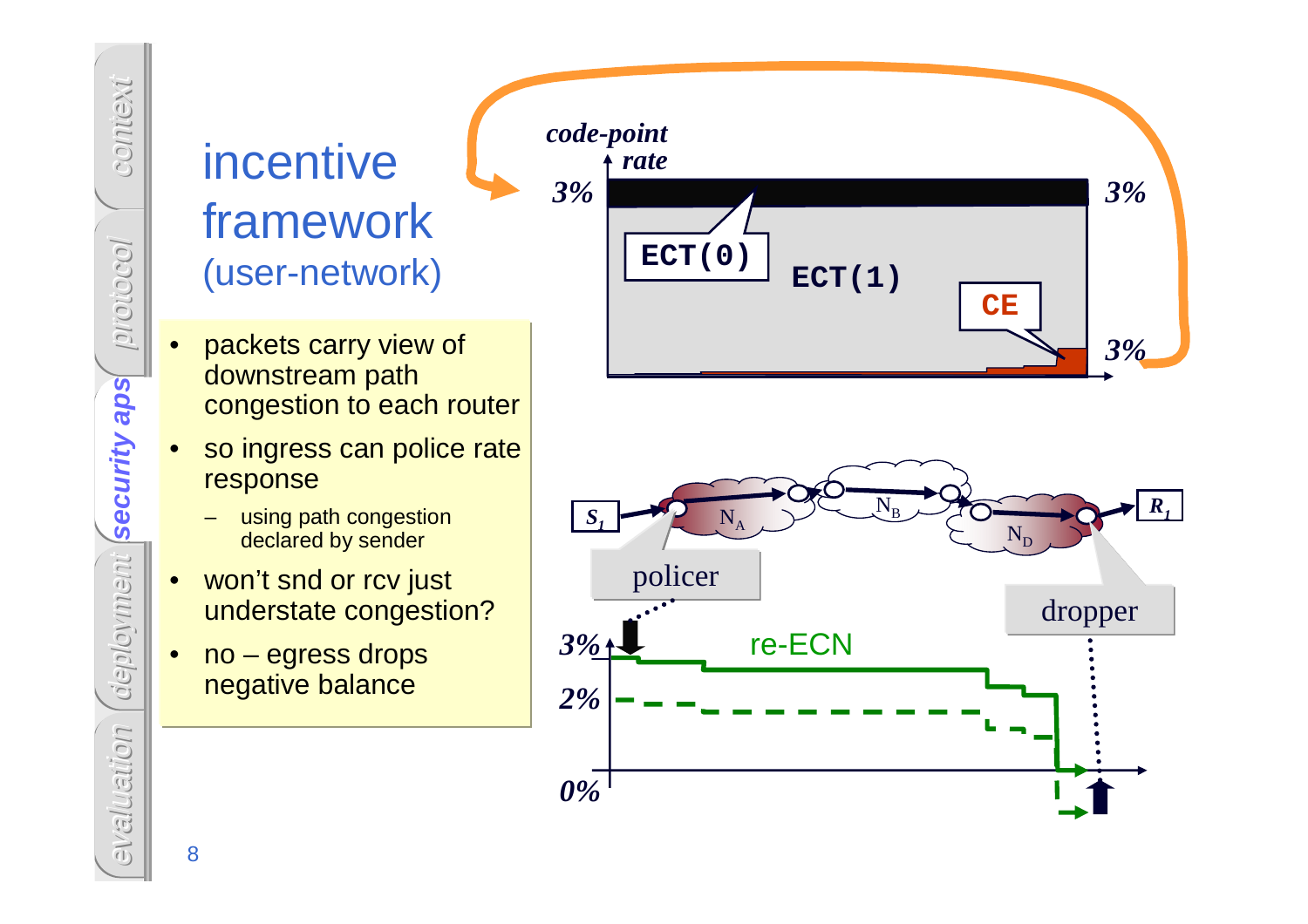# incentive framework
## (user-network)

- packets carry view of downstream path congestion to each router
- so ingress can police rate response
  - using path congestion declared by sender
- won't snd or rcv just understate congestion?
- no – egress drops negative balance

code-point rate

3% | 3%

ECT(0)

ECT(1)

CE

3%

$S_1$ — $N_A$ — $N_B$ — $N_D$ — $R_1$

policer

dropper

re-ECN

3%

2%

0%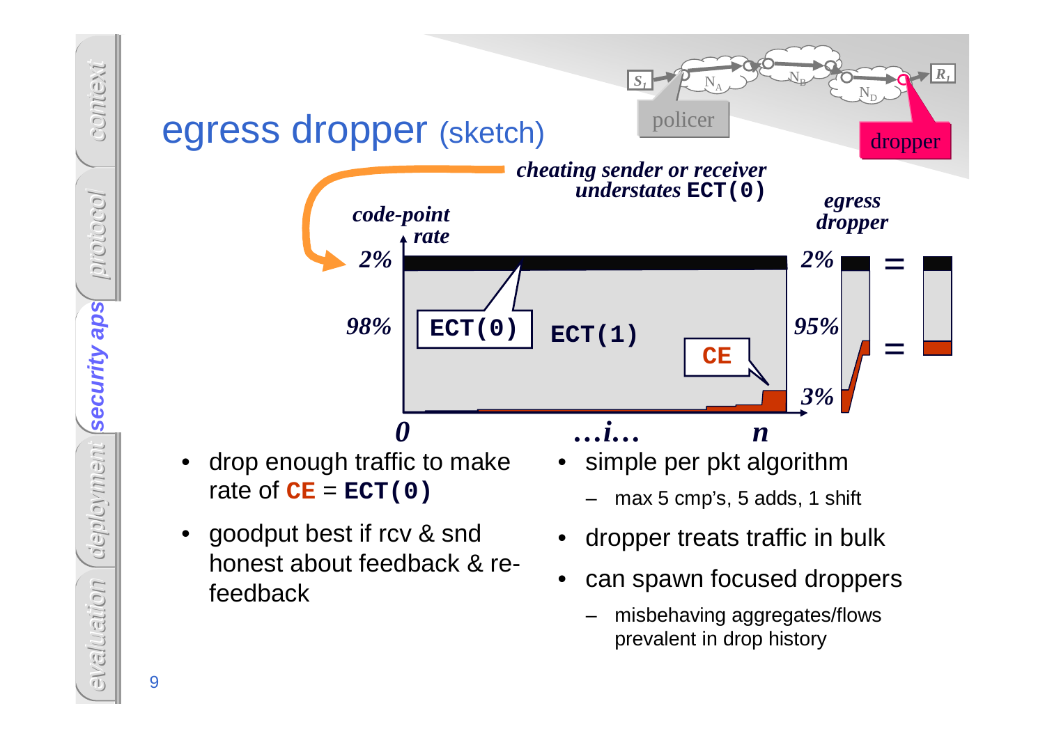# egress dropper (sketch)

policer · dropper

*cheating sender or receiver understates* **ECT(0)**

*code-point rate*

2% · 98% · **ECT(0)** · **ECT(1)** · **CE** · 0 · …i… · n

*egress dropper*

2% · 95% · 3% · = · =

- drop enough traffic to make rate of **CE** = **ECT(0)**
- goodput best if rcv & snd honest about feedback & re-feedback
- simple per pkt algorithm
  - max 5 cmp's, 5 adds, 1 shift
- dropper treats traffic in bulk
- can spawn focused droppers
  - misbehaving aggregates/flows prevalent in drop history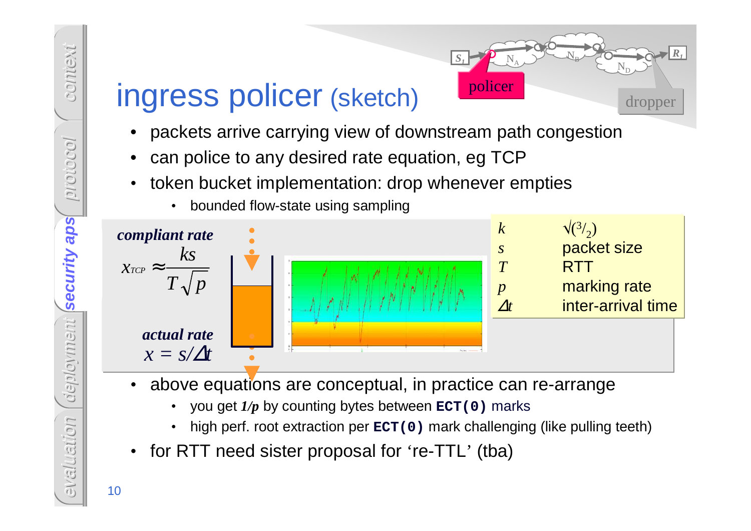# ingress policer (sketch)

policer

dropper

- packets arrive carrying view of downstream path congestion
- can police to any desired rate equation, eg TCP
- token bucket implementation: drop whenever empties
  - bounded flow-state using sampling

***compliant rate***

$$x_{TCP} \approx \frac{ks}{T\sqrt{p}}$$

***actual rate***

$$x = s/\Delta t$$

| | |
|---|---|
| $k$ | $\sqrt{(3/2)}$ |
| $s$ | packet size |
| $T$ | RTT |
| $p$ | marking rate |
| $\Delta t$ | inter-arrival time |

- above equations are conceptual, in practice can re-arrange
  - you get ***1/p*** by counting bytes between `ECT(0)` marks
  - high perf. root extraction per `ECT(0)` mark challenging (like pulling teeth)
- for RTT need sister proposal for ‘re-TTL’ (tba)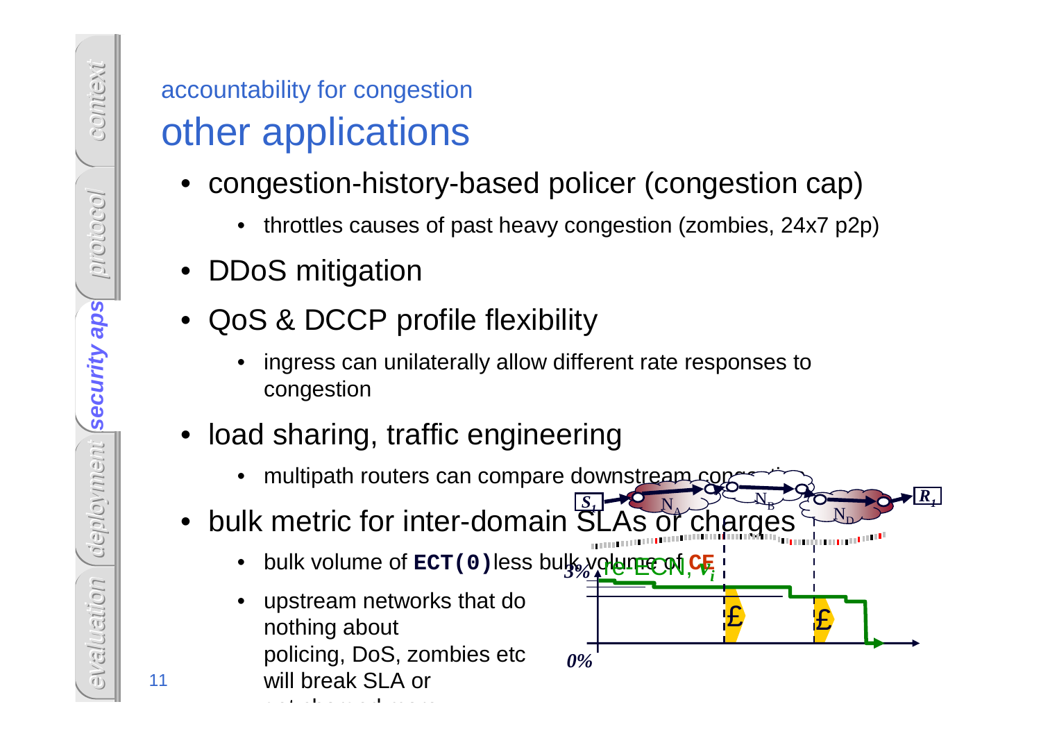accountability for congestion

# other applications

- congestion-history-based policer (congestion cap)
  - throttles causes of past heavy congestion (zombies, 24x7 p2p)
- DDoS mitigation
- QoS & DCCP profile flexibility
  - ingress can unilaterally allow different rate responses to congestion
- load sharing, traffic engineering
  - multipath routers can compare downstream congestion
- bulk metric for inter-domain SLAs or charges
  - bulk volume of **ECT(0)** less bulk volume of **CE**
  - upstream networks that do nothing about policing, DoS, zombies etc will break SLA or get charged more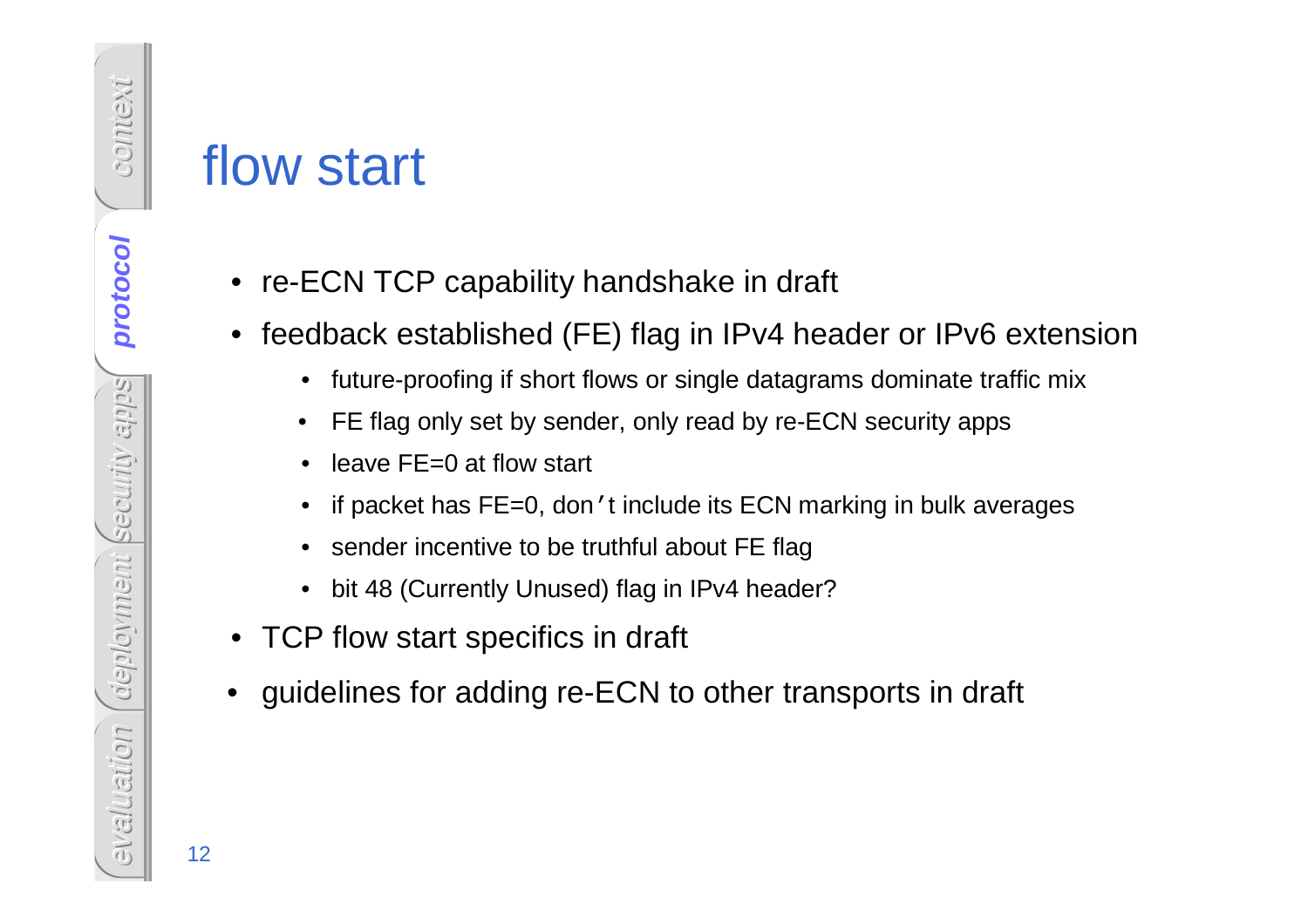# flow start

- re-ECN TCP capability handshake in draft
- feedback established (FE) flag in IPv4 header or IPv6 extension
  - future-proofing if short flows or single datagrams dominate traffic mix
  - FE flag only set by sender, only read by re-ECN security apps
  - leave FE=0 at flow start
  - if packet has FE=0, don't include its ECN marking in bulk averages
  - sender incentive to be truthful about FE flag
  - bit 48 (Currently Unused) flag in IPv4 header?
- TCP flow start specifics in draft
- guidelines for adding re-ECN to other transports in draft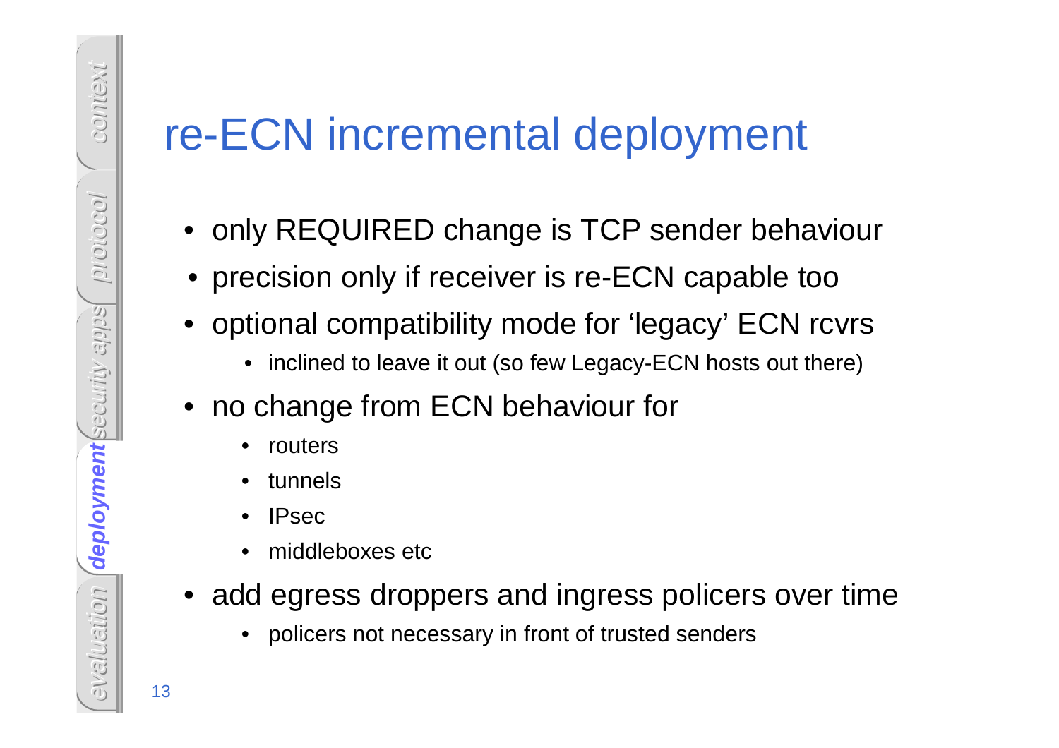# re-ECN incremental deployment

- only REQUIRED change is TCP sender behaviour
- precision only if receiver is re-ECN capable too
- optional compatibility mode for ‘legacy’ ECN rcvrs
  - inclined to leave it out (so few Legacy-ECN hosts out there)
- no change from ECN behaviour for
  - routers
  - tunnels
  - IPsec
  - middleboxes etc
- add egress droppers and ingress policers over time
  - policers not necessary in front of trusted senders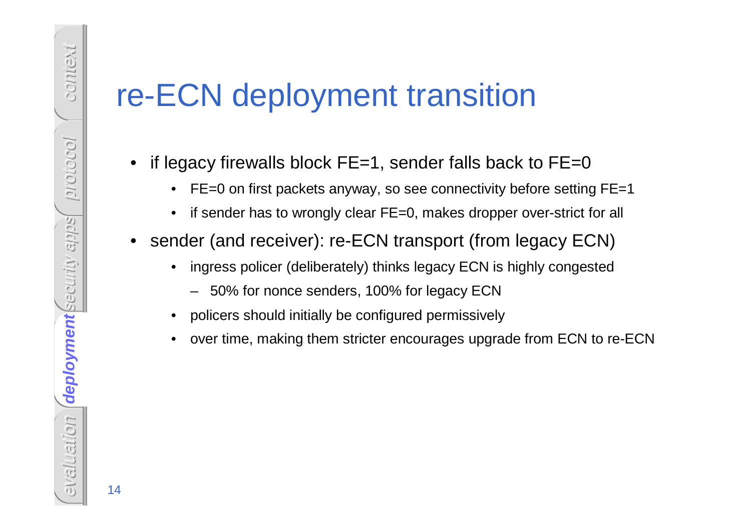# re-ECN deployment transition

- if legacy firewalls block FE=1, sender falls back to FE=0
  - FE=0 on first packets anyway, so see connectivity before setting FE=1
  - if sender has to wrongly clear FE=0, makes dropper over-strict for all
- sender (and receiver): re-ECN transport (from legacy ECN)
  - ingress policer (deliberately) thinks legacy ECN is highly congested
    - 50% for nonce senders, 100% for legacy ECN
  - policers should initially be configured permissively
  - over time, making them stricter encourages upgrade from ECN to re-ECN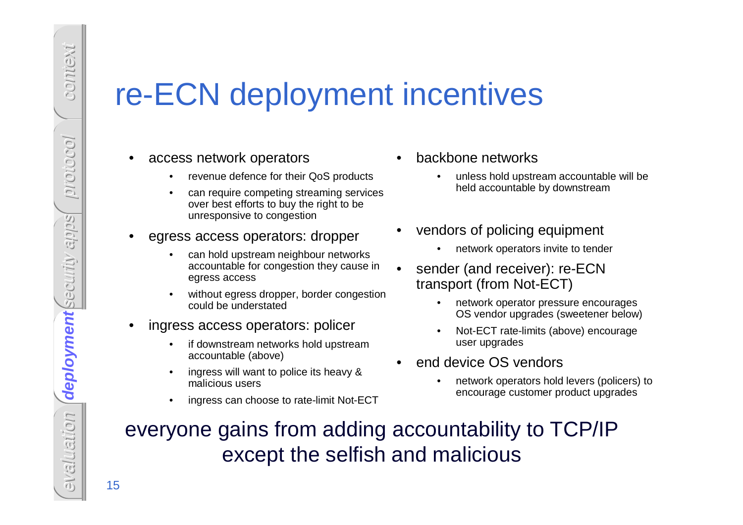# re-ECN deployment incentives

- access network operators
  - revenue defence for their QoS products
  - can require competing streaming services over best efforts to buy the right to be unresponsive to congestion
- egress access operators: dropper
  - can hold upstream neighbour networks accountable for congestion they cause in egress access
  - without egress dropper, border congestion could be understated
- ingress access operators: policer
  - if downstream networks hold upstream accountable (above)
  - ingress will want to police its heavy & malicious users
  - ingress can choose to rate-limit Not-ECT
- backbone networks
  - unless hold upstream accountable will be held accountable by downstream
- vendors of policing equipment
  - network operators invite to tender
- sender (and receiver): re-ECN transport (from Not-ECT)
  - network operator pressure encourages OS vendor upgrades (sweetener below)
  - Not-ECT rate-limits (above) encourage user upgrades
- end device OS vendors
  - network operators hold levers (policers) to encourage customer product upgrades

everyone gains from adding accountability to TCP/IP except the selfish and malicious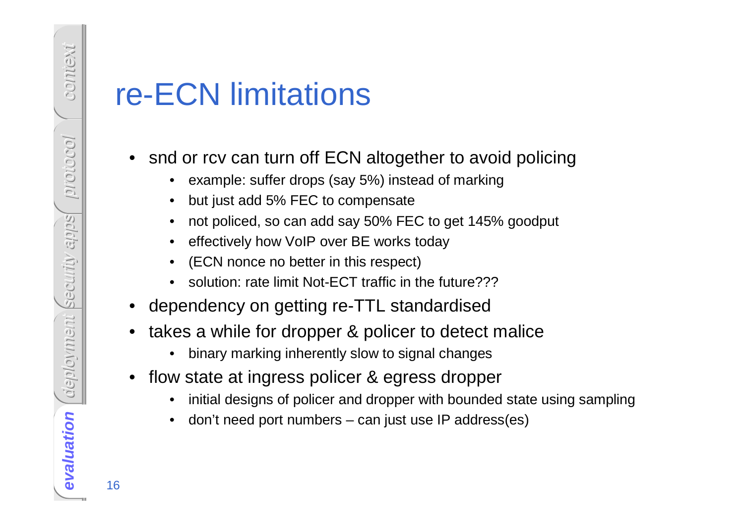# re-ECN limitations

- snd or rcv can turn off ECN altogether to avoid policing
  - example: suffer drops (say 5%) instead of marking
  - but just add 5% FEC to compensate
  - not policed, so can add say 50% FEC to get 145% goodput
  - effectively how VoIP over BE works today
  - (ECN nonce no better in this respect)
  - solution: rate limit Not-ECT traffic in the future???
- dependency on getting re-TTL standardised
- takes a while for dropper & policer to detect malice
  - binary marking inherently slow to signal changes
- flow state at ingress policer & egress dropper
  - initial designs of policer and dropper with bounded state using sampling
  - don't need port numbers – can just use IP address(es)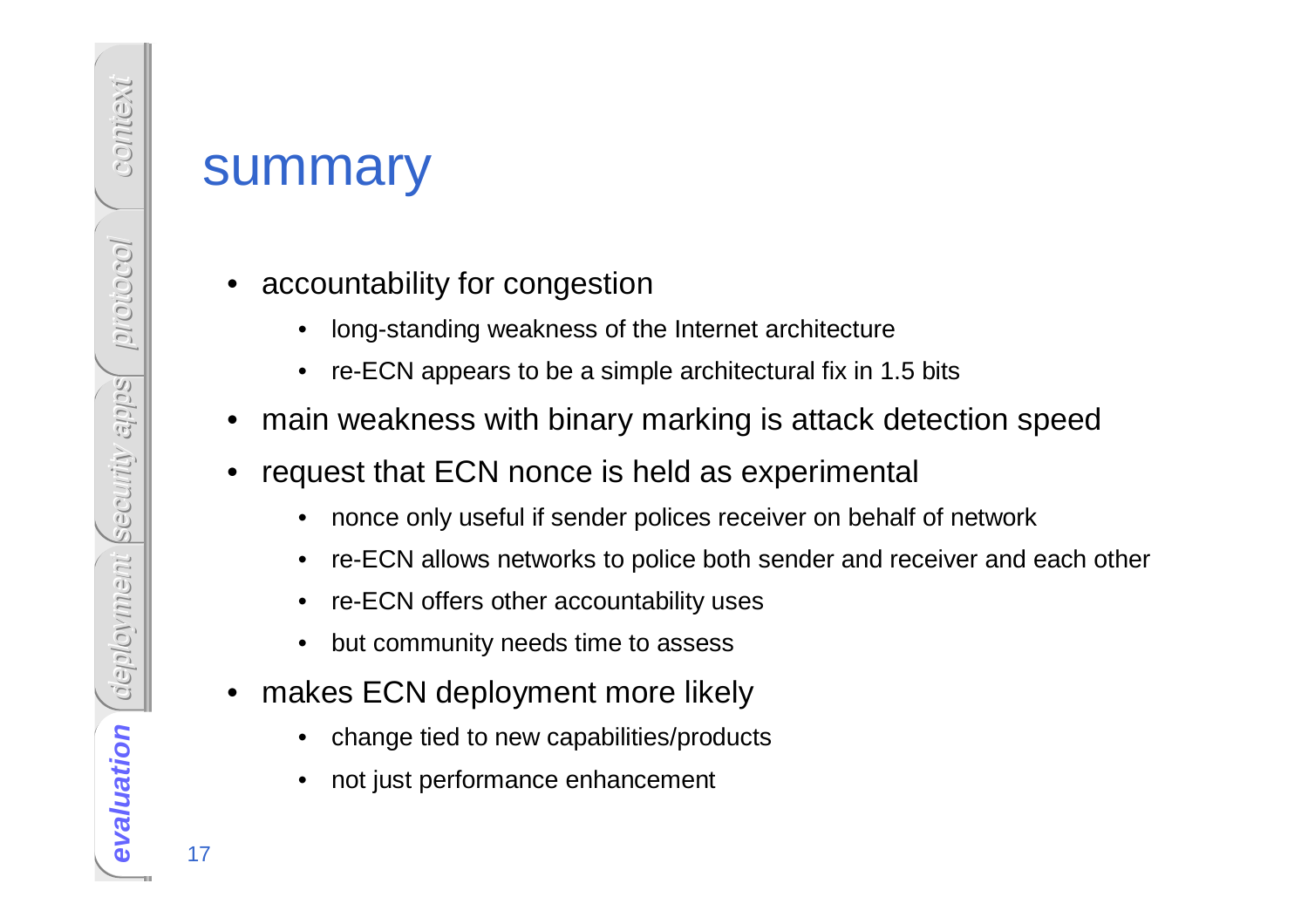# summary

- accountability for congestion
  - long-standing weakness of the Internet architecture
  - re-ECN appears to be a simple architectural fix in 1.5 bits
- main weakness with binary marking is attack detection speed
- request that ECN nonce is held as experimental
  - nonce only useful if sender polices receiver on behalf of network
  - re-ECN allows networks to police both sender and receiver and each other
  - re-ECN offers other accountability uses
  - but community needs time to assess
- makes ECN deployment more likely
  - change tied to new capabilities/products
  - not just performance enhancement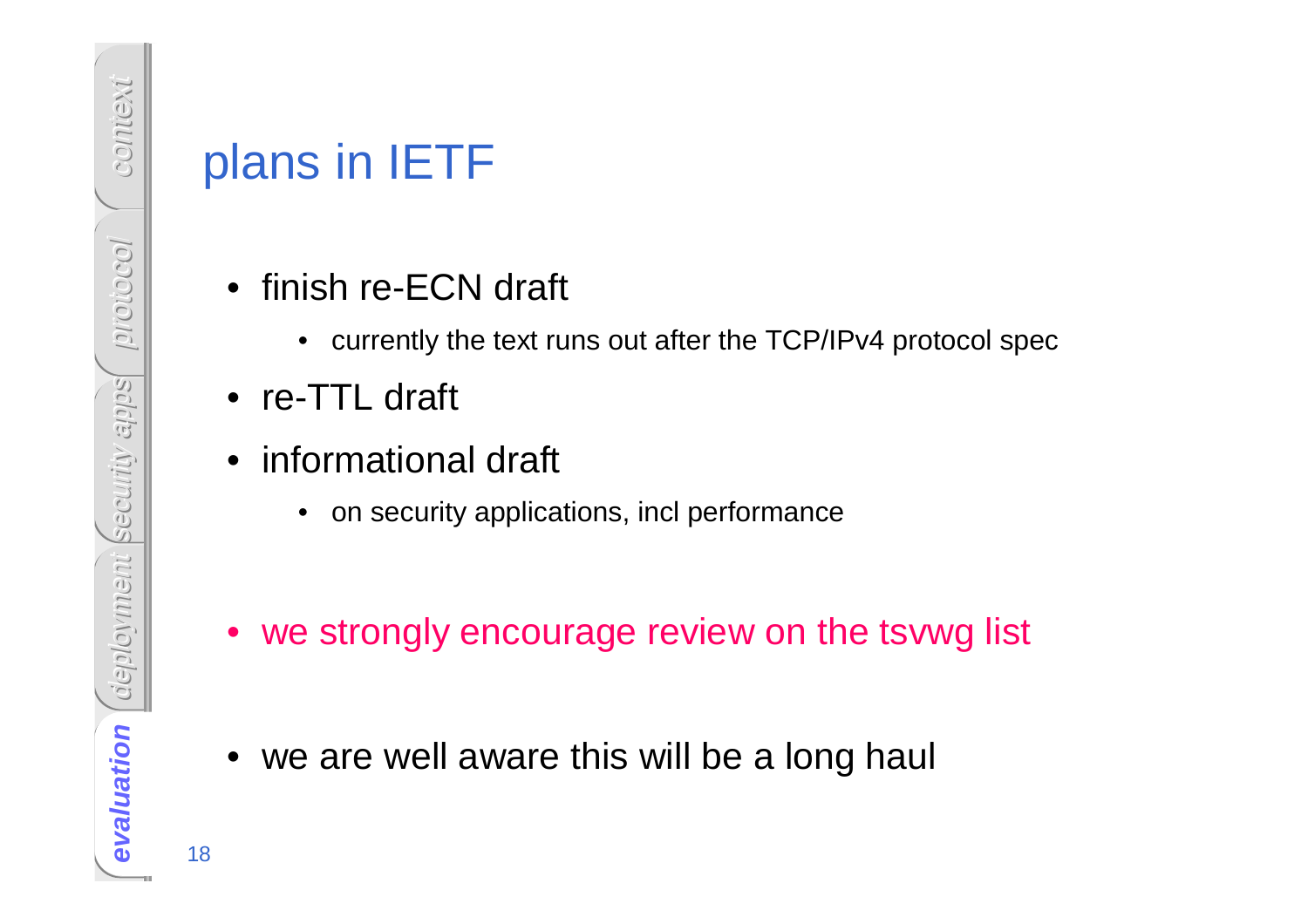# plans in IETF

- finish re-ECN draft
  - currently the text runs out after the TCP/IPv4 protocol spec
- re-TTL draft
- informational draft
  - on security applications, incl performance

- we strongly encourage review on the tsvwg list

- we are well aware this will be a long haul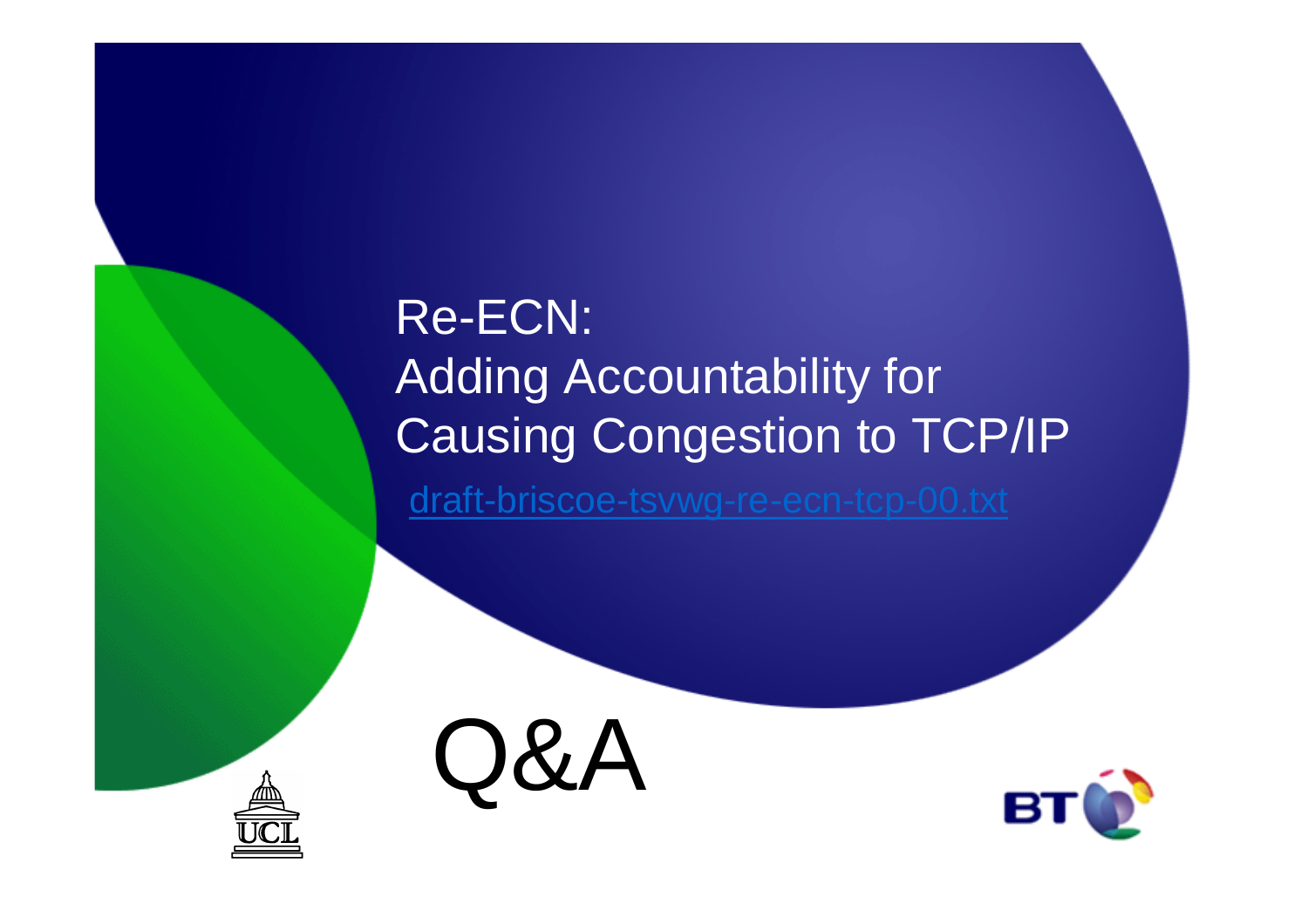# Re-ECN: Adding Accountability for Causing Congestion to TCP/IP

[draft-briscoe-tsvwg-re-ecn-tcp-00.txt](draft-briscoe-tsvwg-re-ecn-tcp-00.txt)

# Q&A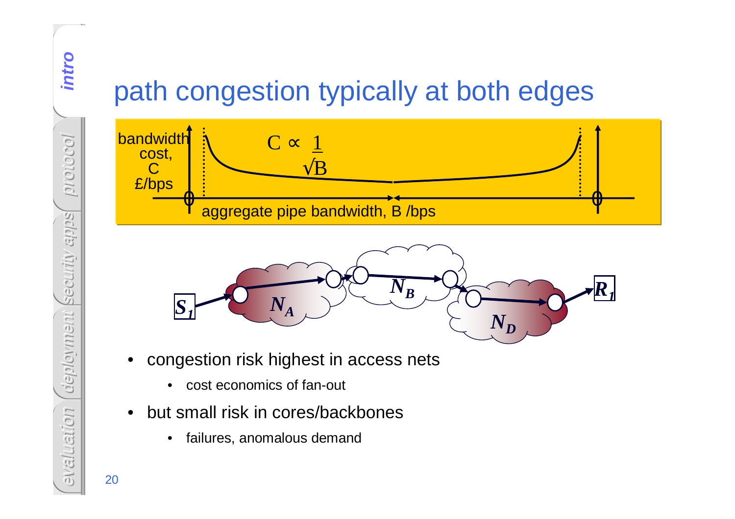# path congestion typically at both edges

bandwidth cost, C £/bps

$$C \propto \frac{1}{\sqrt{B}}$$

aggregate pipe bandwidth, B /bps

$S_1$ $N_A$ $N_B$ $N_D$ $R_1$

- congestion risk highest in access nets
  - cost economics of fan-out
- but small risk in cores/backbones
  - failures, anomalous demand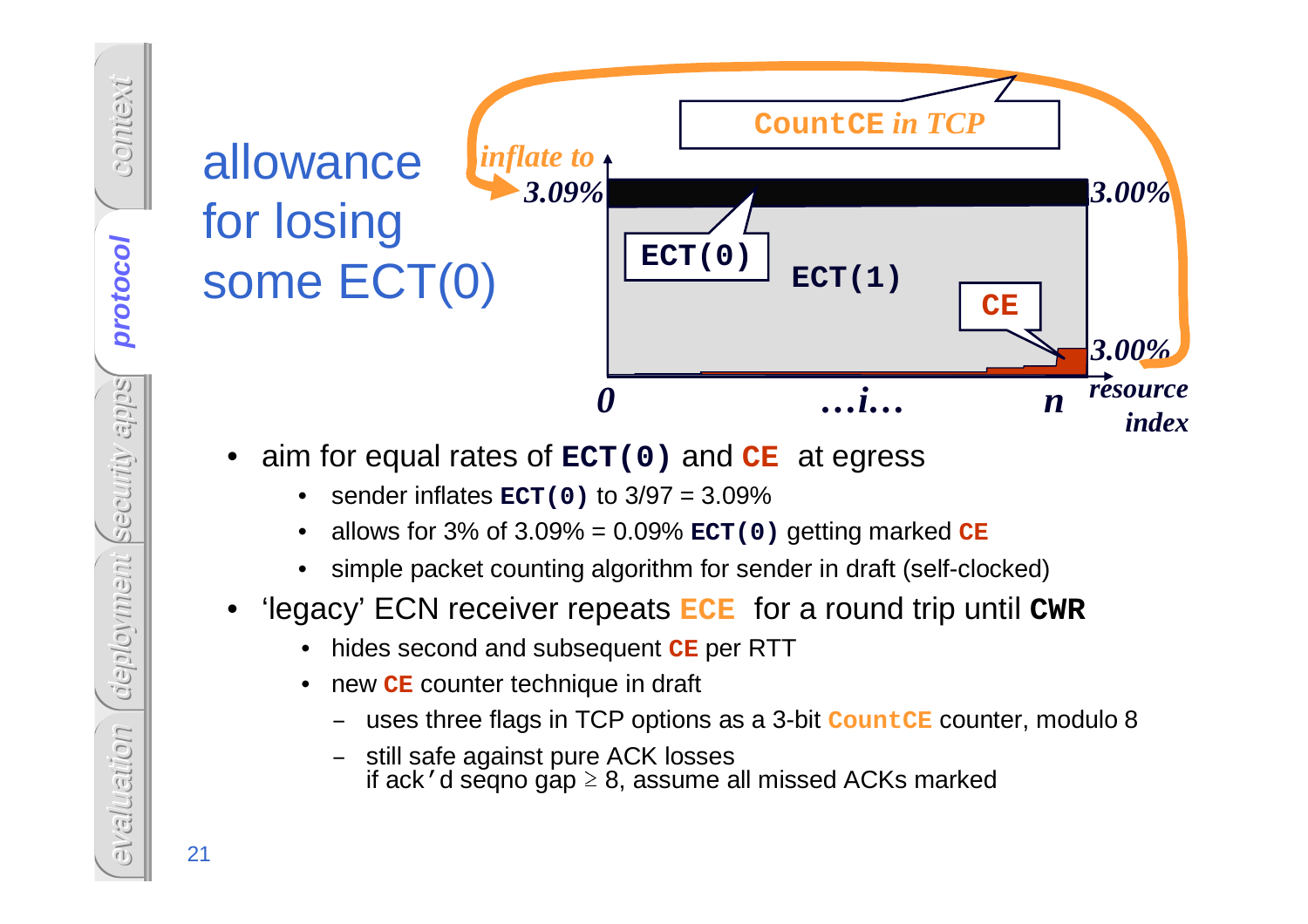# allowance for losing some ECT(0)

*inflate to* 3.09% — ECT(0) — ECT(1) — CE — 3.00% — 3.00% — CountCE *in TCP* — 0 …i… n *resource index*

- aim for equal rates of **ECT(0)** and **CE** at egress
  - sender inflates **ECT(0)** to 3/97 = 3.09%
  - allows for 3% of 3.09% = 0.09% **ECT(0)** getting marked **CE**
  - simple packet counting algorithm for sender in draft (self-clocked)
- 'legacy' ECN receiver repeats **ECE** for a round trip until **CWR**
  - hides second and subsequent **CE** per RTT
  - new **CE** counter technique in draft
    - uses three flags in TCP options as a 3-bit `CountCE` counter, modulo 8
    - still safe against pure ACK losses
      if ack'd seqno gap ≥ 8, assume all missed ACKs marked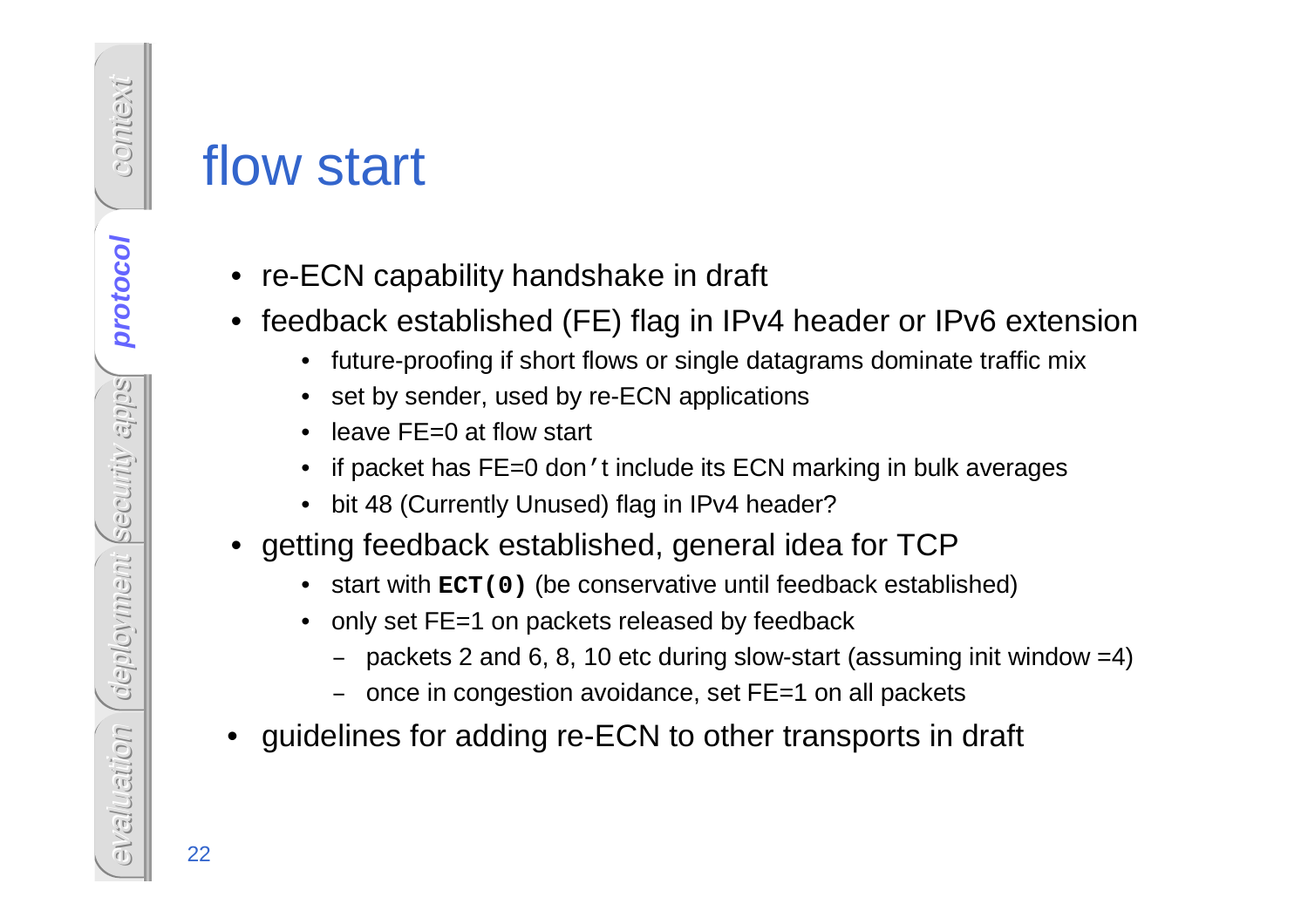# flow start

- re-ECN capability handshake in draft
- feedback established (FE) flag in IPv4 header or IPv6 extension
  - future-proofing if short flows or single datagrams dominate traffic mix
  - set by sender, used by re-ECN applications
  - leave FE=0 at flow start
  - if packet has FE=0 don't include its ECN marking in bulk averages
  - bit 48 (Currently Unused) flag in IPv4 header?
- getting feedback established, general idea for TCP
  - start with **`ECT(0)`** (be conservative until feedback established)
  - only set FE=1 on packets released by feedback
    - packets 2 and 6, 8, 10 etc during slow-start (assuming init window =4)
    - once in congestion avoidance, set FE=1 on all packets
- guidelines for adding re-ECN to other transports in draft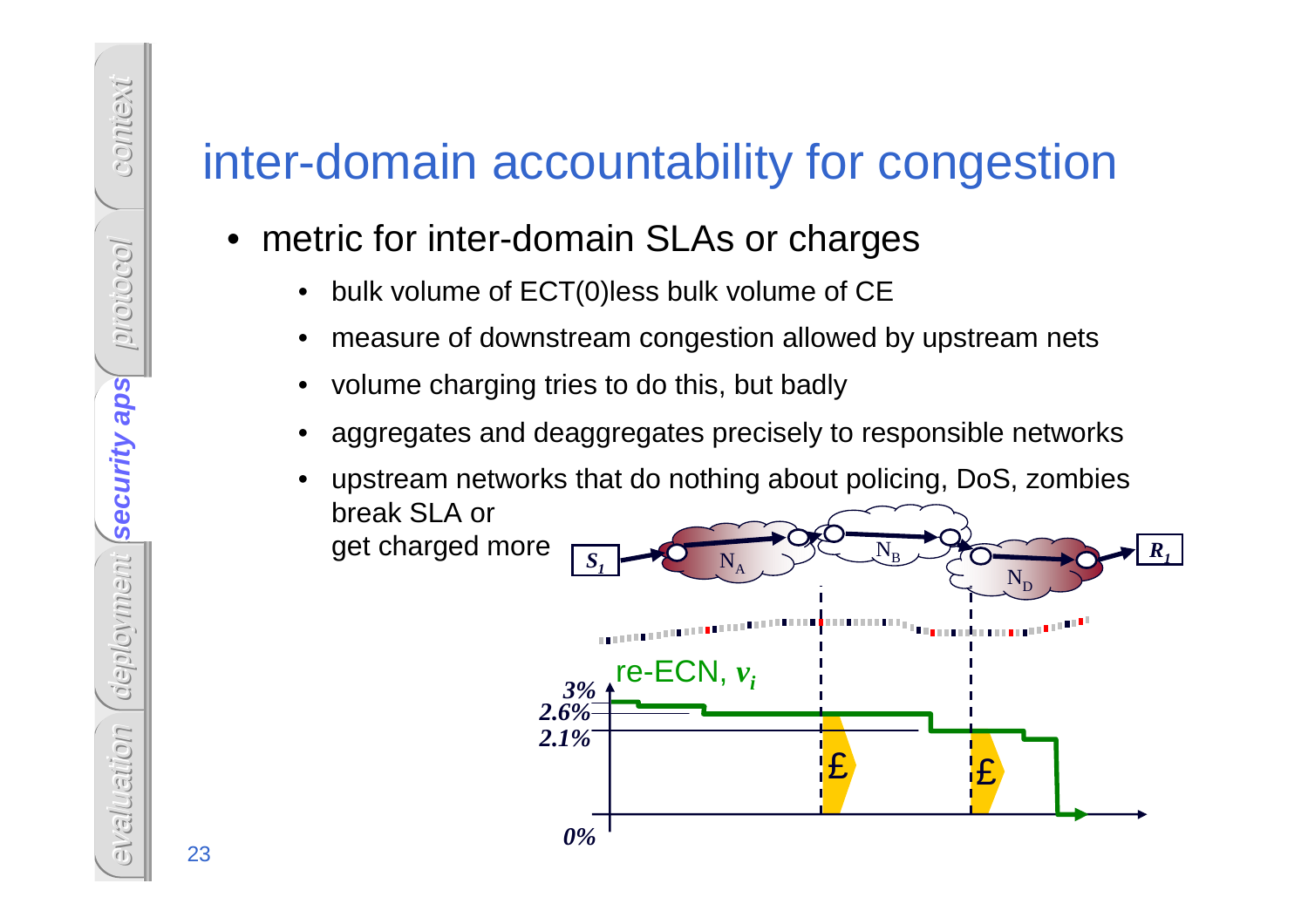# inter-domain accountability for congestion

- metric for inter-domain SLAs or charges
  - bulk volume of ECT(0)less bulk volume of CE
  - measure of downstream congestion allowed by upstream nets
  - volume charging tries to do this, but badly
  - aggregates and deaggregates precisely to responsible networks
  - upstream networks that do nothing about policing, DoS, zombies break SLA or get charged more

$S_1$ $N_A$ $N_B$ $N_D$ $R_1$

re-ECN, $v_i$

3%
2.6%
2.1%
0%

£ £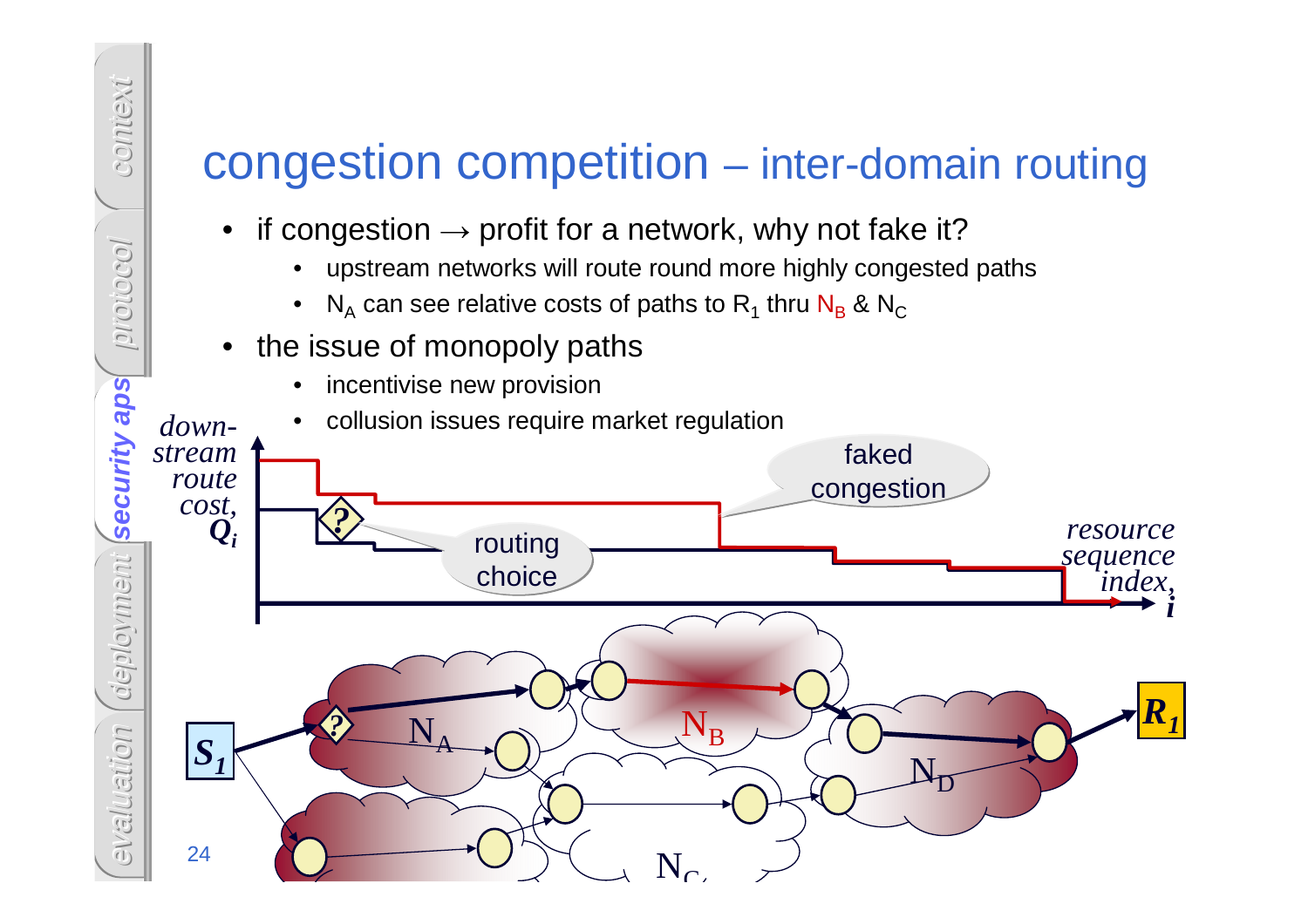# congestion competition – inter-domain routing

- if congestion → profit for a network, why not fake it?
  - upstream networks will route round more highly congested paths
  - $N_A$ can see relative costs of paths to $R_1$ thru $N_B$ & $N_C$
- the issue of monopoly paths
  - incentivise new provision
  - collusion issues require market regulation

*down-stream route cost,* $Q_i$

faked congestion

routing choice

*resource sequence index,* $i$

$S_1$ $N_A$ $N_B$ $N_C$ $N_D$ $R_1$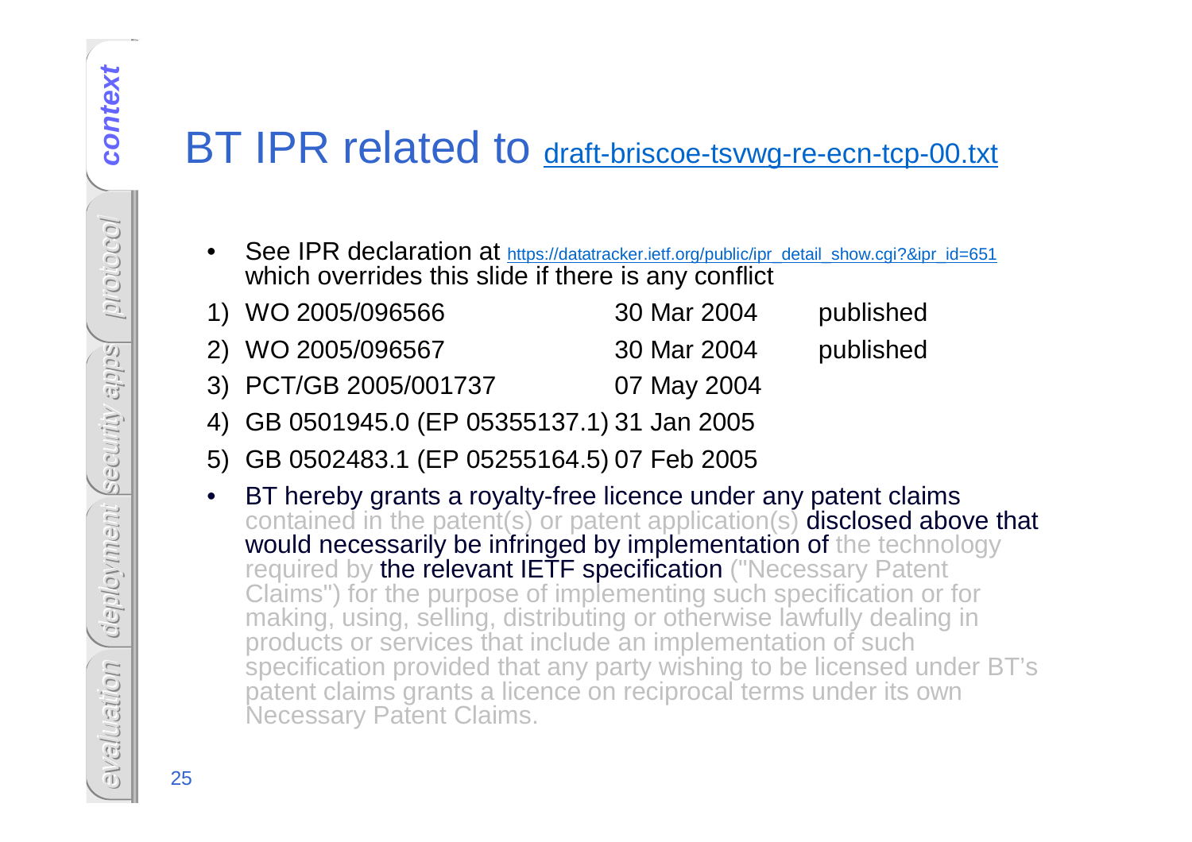# BT IPR related to [draft-briscoe-tsvwg-re-ecn-tcp-00.txt]

- See IPR declaration at https://datatracker.ietf.org/public/ipr_detail_show.cgi?&ipr_id=651 which overrides this slide if there is any conflict

| | | | |
|---|---|---|---|
| 1) | WO 2005/096566 | 30 Mar 2004 | published |
| 2) | WO 2005/096567 | 30 Mar 2004 | published |
| 3) | PCT/GB 2005/001737 | 07 May 2004 | |
| 4) | GB 0501945.0 (EP 05355137.1) | 31 Jan 2005 | |
| 5) | GB 0502483.1 (EP 05255164.5) | 07 Feb 2005 | |

- BT hereby grants a royalty-free licence under any patent claims contained in the patent(s) or patent application(s) disclosed above that would necessarily be infringed by implementation of the technology required by the relevant IETF specification ("Necessary Patent Claims") for the purpose of implementing such specification or for making, using, selling, distributing or otherwise lawfully dealing in products or services that include an implementation of such specification provided that any party wishing to be licensed under BT's patent claims grants a licence on reciprocal terms under its own Necessary Patent Claims.

*context* | protocol | security apps | deployment | evaluation